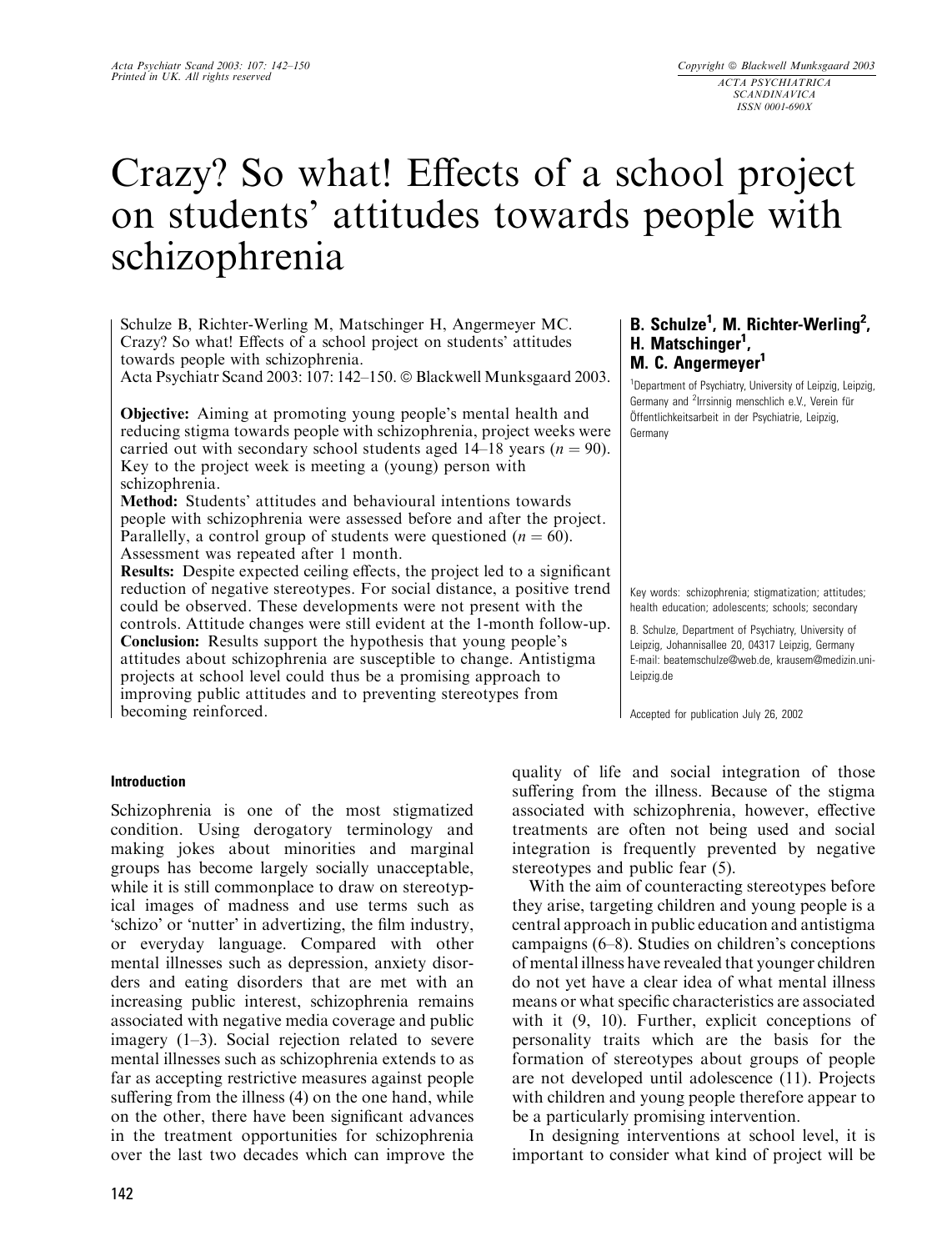# Crazy? So what! Effects of a school project on students' attitudes towards people with schizophrenia

**B. Schulze[1], M. Richter-Werling[2], H. Matschinger[1], M. C. Angermeyer[1]**

[1]Department of Psychiatry, University of Leipzig, Leipzig, Germany and [2]Irrsinnig menschlich e.V., Verein für Öffentlichkeitsarbeit in der Psychiatrie, Leipzig, Germany

Schulze B, Richter-Werling M, Matschinger H, Angermeyer MC. Crazy? So what! Effects of a school project on students' attitudes towards people with schizophrenia.
Acta Psychiatr Scand 2003: 107: 142–150. © Blackwell Munksgaard 2003.

**Objective:** Aiming at promoting young people's mental health and reducing stigma towards people with schizophrenia, project weeks were carried out with secondary school students aged 14–18 years ($n = 90$). Key to the project week is meeting a (young) person with schizophrenia.

**Method:** Students' attitudes and behavioural intentions towards people with schizophrenia were assessed before and after the project. Parallelly, a control group of students were questioned ($n = 60$). Assessment was repeated after 1 month.

**Results:** Despite expected ceiling effects, the project led to a significant reduction of negative stereotypes. For social distance, a positive trend could be observed. These developments were not present with the controls. Attitude changes were still evident at the 1-month follow-up.

**Conclusion:** Results support the hypothesis that young people's attitudes about schizophrenia are susceptible to change. Antistigma projects at school level could thus be a promising approach to improving public attitudes and to preventing stereotypes from becoming reinforced.

Key words: schizophrenia; stigmatization; attitudes; health education; adolescents; schools; secondary

B. Schulze, Department of Psychiatry, University of Leipzig, Johannisallee 20, 04317 Leipzig, Germany
E-mail: beatemschulze@web.de, krausem@medizin.uni-Leipzig.de

Accepted for publication July 26, 2002

## Introduction

Schizophrenia is one of the most stigmatized condition. Using derogatory terminology and making jokes about minorities and marginal groups has become largely socially unacceptable, while it is still commonplace to draw on stereotypical images of madness and use terms such as 'schizo' or 'nutter' in advertizing, the film industry, or everyday language. Compared with other mental illnesses such as depression, anxiety disorders and eating disorders that are met with an increasing public interest, schizophrenia remains associated with negative media coverage and public imagery (1–3). Social rejection related to severe mental illnesses such as schizophrenia extends to as far as accepting restrictive measures against people suffering from the illness (4) on the one hand, while on the other, there have been significant advances in the treatment opportunities for schizophrenia over the last two decades which can improve the quality of life and social integration of those suffering from the illness. Because of the stigma associated with schizophrenia, however, effective treatments are often not being used and social integration is frequently prevented by negative stereotypes and public fear (5).

With the aim of counteracting stereotypes before they arise, targeting children and young people is a central approach in public education and antistigma campaigns (6–8). Studies on children's conceptions of mental illness have revealed that younger children do not yet have a clear idea of what mental illness means or what specific characteristics are associated with it (9, 10). Further, explicit conceptions of personality traits which are the basis for the formation of stereotypes about groups of people are not developed until adolescence (11). Projects with children and young people therefore appear to be a particularly promising intervention.

In designing interventions at school level, it is important to consider what kind of project will be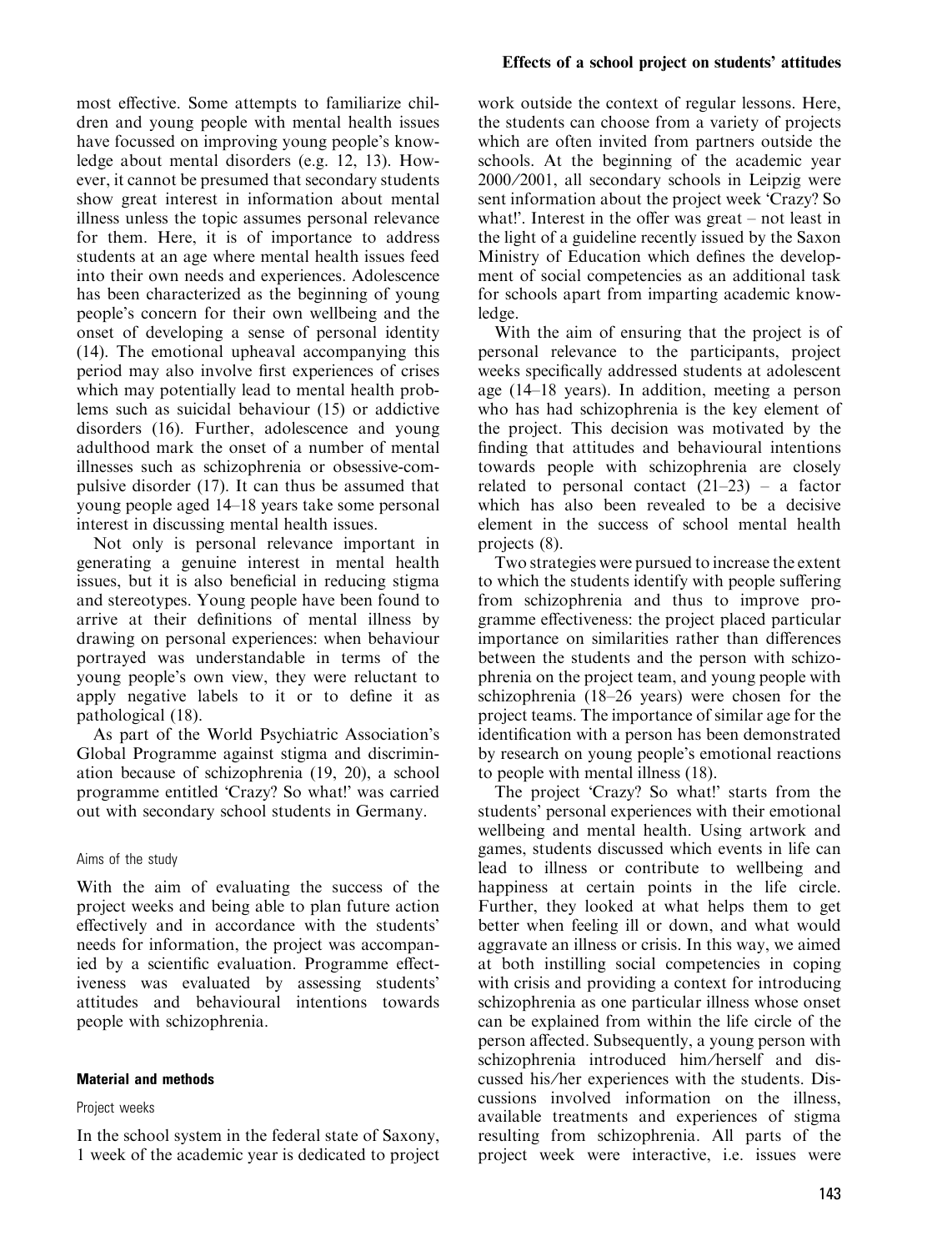most effective. Some attempts to familiarize children and young people with mental health issues have focussed on improving young people's knowledge about mental disorders (e.g. 12, 13). However, it cannot be presumed that secondary students show great interest in information about mental illness unless the topic assumes personal relevance for them. Here, it is of importance to address students at an age where mental health issues feed into their own needs and experiences. Adolescence has been characterized as the beginning of young people's concern for their own wellbeing and the onset of developing a sense of personal identity (14). The emotional upheaval accompanying this period may also involve first experiences of crises which may potentially lead to mental health problems such as suicidal behaviour (15) or addictive disorders (16). Further, adolescence and young adulthood mark the onset of a number of mental illnesses such as schizophrenia or obsessive-compulsive disorder (17). It can thus be assumed that young people aged 14–18 years take some personal interest in discussing mental health issues.

Not only is personal relevance important in generating a genuine interest in mental health issues, but it is also beneficial in reducing stigma and stereotypes. Young people have been found to arrive at their definitions of mental illness by drawing on personal experiences: when behaviour portrayed was understandable in terms of the young people's own view, they were reluctant to apply negative labels to it or to define it as pathological (18).

As part of the World Psychiatric Association's Global Programme against stigma and discrimination because of schizophrenia (19, 20), a school programme entitled 'Crazy? So what!' was carried out with secondary school students in Germany.

### Aims of the study

With the aim of evaluating the success of the project weeks and being able to plan future action effectively and in accordance with the students' needs for information, the project was accompanied by a scientific evaluation. Programme effectiveness was evaluated by assessing students' attitudes and behavioural intentions towards people with schizophrenia.

## Material and methods

### Project weeks

In the school system in the federal state of Saxony, 1 week of the academic year is dedicated to project work outside the context of regular lessons. Here, the students can choose from a variety of projects which are often invited from partners outside the schools. At the beginning of the academic year 2000/2001, all secondary schools in Leipzig were sent information about the project week 'Crazy? So what!'. Interest in the offer was great – not least in the light of a guideline recently issued by the Saxon Ministry of Education which defines the development of social competencies as an additional task for schools apart from imparting academic knowledge.

With the aim of ensuring that the project is of personal relevance to the participants, project weeks specifically addressed students at adolescent age (14–18 years). In addition, meeting a person who has had schizophrenia is the key element of the project. This decision was motivated by the finding that attitudes and behavioural intentions towards people with schizophrenia are closely related to personal contact (21–23) – a factor which has also been revealed to be a decisive element in the success of school mental health projects (8).

Two strategies were pursued to increase the extent to which the students identify with people suffering from schizophrenia and thus to improve programme effectiveness: the project placed particular importance on similarities rather than differences between the students and the person with schizophrenia on the project team, and young people with schizophrenia (18–26 years) were chosen for the project teams. The importance of similar age for the identification with a person has been demonstrated by research on young people's emotional reactions to people with mental illness (18).

The project 'Crazy? So what!' starts from the students' personal experiences with their emotional wellbeing and mental health. Using artwork and games, students discussed which events in life can lead to illness or contribute to wellbeing and happiness at certain points in the life circle. Further, they looked at what helps them to get better when feeling ill or down, and what would aggravate an illness or crisis. In this way, we aimed at both instilling social competencies in coping with crisis and providing a context for introducing schizophrenia as one particular illness whose onset can be explained from within the life circle of the person affected. Subsequently, a young person with schizophrenia introduced him/herself and discussed his/her experiences with the students. Discussions involved information on the illness, available treatments and experiences of stigma resulting from schizophrenia. All parts of the project week were interactive, i.e. issues were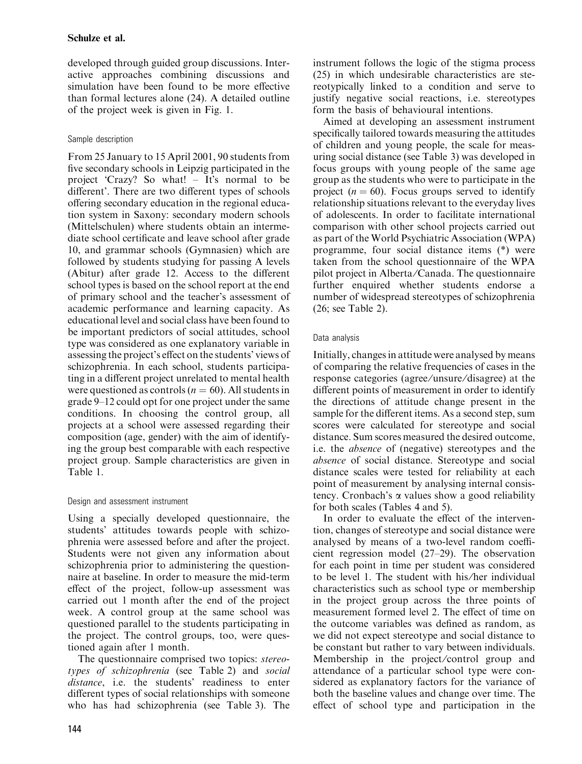developed through guided group discussions. Interactive approaches combining discussions and simulation have been found to be more effective than formal lectures alone (24). A detailed outline of the project week is given in Fig. 1.

### Sample description

From 25 January to 15 April 2001, 90 students from five secondary schools in Leipzig participated in the project 'Crazy? So what! – It's normal to be different'. There are two different types of schools offering secondary education in the regional education system in Saxony: secondary modern schools (Mittelschulen) where students obtain an intermediate school certificate and leave school after grade 10, and grammar schools (Gymnasien) which are followed by students studying for passing A levels (Abitur) after grade 12. Access to the different school types is based on the school report at the end of primary school and the teacher's assessment of academic performance and learning capacity. As educational level and social class have been found to be important predictors of social attitudes, school type was considered as one explanatory variable in assessing the project's effect on the students' views of schizophrenia. In each school, students participating in a different project unrelated to mental health were questioned as controls ($n = 60$). All students in grade 9–12 could opt for one project under the same conditions. In choosing the control group, all projects at a school were assessed regarding their composition (age, gender) with the aim of identifying the group best comparable with each respective project group. Sample characteristics are given in Table 1.

### Design and assessment instrument

Using a specially developed questionnaire, the students' attitudes towards people with schizophrenia were assessed before and after the project. Students were not given any information about schizophrenia prior to administering the questionnaire at baseline. In order to measure the mid-term effect of the project, follow-up assessment was carried out 1 month after the end of the project week. A control group at the same school was questioned parallel to the students participating in the project. The control groups, too, were questioned again after 1 month.

The questionnaire comprised two topics: *stereotypes of schizophrenia* (see Table 2) and *social distance*, i.e. the students' readiness to enter different types of social relationships with someone who has had schizophrenia (see Table 3). The instrument follows the logic of the stigma process (25) in which undesirable characteristics are stereotypically linked to a condition and serve to justify negative social reactions, i.e. stereotypes form the basis of behavioural intentions.

Aimed at developing an assessment instrument specifically tailored towards measuring the attitudes of children and young people, the scale for measuring social distance (see Table 3) was developed in focus groups with young people of the same age group as the students who were to participate in the project ($n = 60$). Focus groups served to identify relationship situations relevant to the everyday lives of adolescents. In order to facilitate international comparison with other school projects carried out as part of the World Psychiatric Association (WPA) programme, four social distance items (*) were taken from the school questionnaire of the WPA pilot project in Alberta/Canada. The questionnaire further enquired whether students endorse a number of widespread stereotypes of schizophrenia (26; see Table 2).

### Data analysis

Initially, changes in attitude were analysed by means of comparing the relative frequencies of cases in the response categories (agree/unsure/disagree) at the different points of measurement in order to identify the directions of attitude change present in the sample for the different items. As a second step, sum scores were calculated for stereotype and social distance. Sum scores measured the desired outcome, i.e. the *absence* of (negative) stereotypes and the *absence* of social distance. Stereotype and social distance scales were tested for reliability at each point of measurement by analysing internal consistency. Cronbach's $\alpha$ values show a good reliability for both scales (Tables 4 and 5).

In order to evaluate the effect of the intervention, changes of stereotype and social distance were analysed by means of a two-level random coefficient regression model (27–29). The observation for each point in time per student was considered to be level 1. The student with his/her individual characteristics such as school type or membership in the project group across the three points of measurement formed level 2. The effect of time on the outcome variables was defined as random, as we did not expect stereotype and social distance to be constant but rather to vary between individuals. Membership in the project/control group and attendance of a particular school type were considered as explanatory factors for the variance of both the baseline values and change over time. The effect of school type and participation in the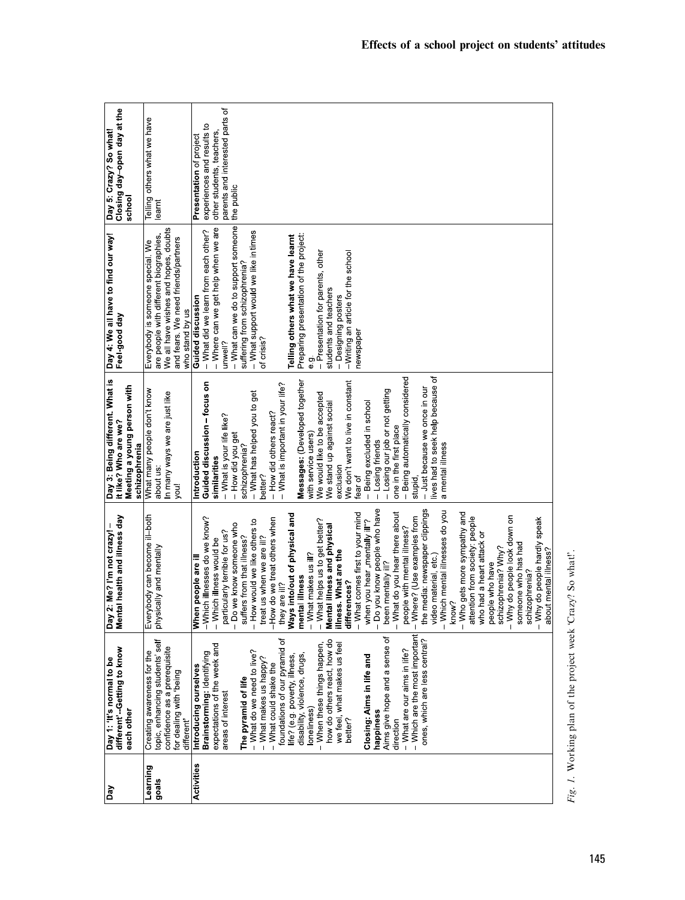| Day | Day 1: 'It's normal to be different'–Getting to know each other | Day 2: Me? I'm not crazy! – Mental health and illness day | Day 3: Being different. What is it like? Who are we? Meeting a young person with schizophrenia | Day 4: We all have to find our way! Feel-good day | Day 5: Crazy? So what! Closing day–open day at the school |
|---|---|---|---|---|---|
| Learning goals | Creating awareness for the topic, enhancing students' self confidence as a prerequisite for dealing with 'being different' | Everybody can become ill–both physically and mentally | What many people don't know about us: In many ways we are just like you! | Everybody is someone special. We are people with different biographies. We all have wishes and hopes, doubts and fears. We need friends/partners who stand by us | Telling others what we have learnt |
| Activities | Introducing ourselves<br>**Brainstorming**: Identifying expectations of the week and areas of interest<br><br>**The pyramid of life**<br>– What do we need to live?<br>– What makes us happy?<br>– What could shake the foundations of our pyramid of life? (e.g. poverty, illness, disability, violence, drugs, loneliness)<br>– When these things happen, how do others react, how do we feel, what makes us feel better?<br><br>**Closing: Aims in life and happiness**<br>Aims give hope and a sense of direction<br>– What are our aims in life?<br>– Which are the most important ones, which are less central? | **When people are ill**<br>–Which illnesses do we know?<br>– Which illness would be particularly terrible for us?<br>– Do we know someone who suffers from that illness?<br>– How would we like others to treat us when we are ill?<br>–How do we treat others when they are ill?<br>**Ways into/out of physical and mental illness**<br>– What makes us ill?<br>– What helps us to get better?<br>**Mental illness and physical illness. What are the differences?**<br>– What comes first to your mind when you hear „mentally ill"?<br>– Do you know people who have been mentally ill?<br>– What do you hear there about people with mental illness?<br>– Where? (Use examples from the media: newspaper clippings video material, etc.)<br>– Which mental illnesses do you know?<br>– Who gets more sympathy and attention from society: people who had a heart attack or people who have schizophrenia? Why?<br>– Why do people look down on someone who has had schizophrenia?<br>– Why do people hardly speak about mental illness? | Introduction<br>**Guided discussion – focus on similarities**<br>– What is your life like?<br>– How did you get schizophrenia?<br>– What has helped you to get better?<br>– How did others react?<br>– What is important in your life?<br><br>**Messages:** (Developed together with service users)<br>We would like to be accepted<br>We stand up against social exclusion<br>We don't want to live in constant fear of<br>– Being excluded in school<br>– Losing friends<br>– Losing our job or not getting one in the first place<br>– Being automatically considered stupid,<br>– Just because we once in our lives had to seek help because of a mental illness | **Guided discussion**<br>– What did we learn from each other?<br>– Where can we get help when we are unwell?<br>– What can we do to support someone suffering from schizophrenia?<br>– What support would we like in times of crisis?<br><br>**Telling others what we have learnt**<br>Preparing presentation of the project: e.g.<br>– Presentation for parents, other students and teachers<br>– Designing posters<br>–Writing an article for the school newspaper | **Presentation** of project experiences and results to other students, teachers, parents and interested parts of the public |

*Fig. 1.* Working plan of the project week 'Crazy? So what!'.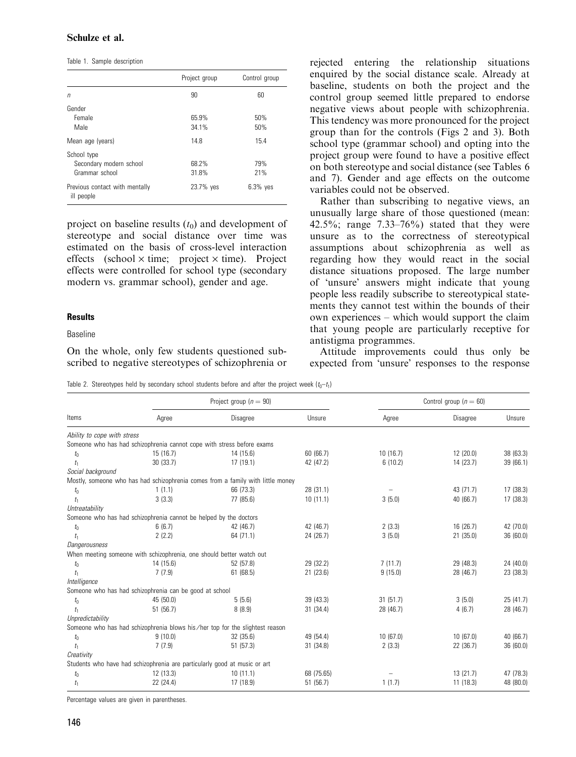Table 1. Sample description

| | Project group | Control group |
|---|---|---|
| $n$ | 90 | 60 |
| Gender | | |
| Female | 65.9% | 50% |
| Male | 34.1% | 50% |
| Mean age (years) | 14.8 | 15.4 |
| School type | | |
| Secondary modern school | 68.2% | 79% |
| Grammar school | 31.8% | 21% |
| Previous contact with mentally ill people | 23.7% yes | 6.3% yes |

project on baseline results ($t_0$) and development of stereotype and social distance over time was estimated on the basis of cross-level interaction effects (school × time; project × time). Project effects were controlled for school type (secondary modern vs. grammar school), gender and age.

### Results

#### Baseline

On the whole, only few students questioned subscribed to negative stereotypes of schizophrenia or rejected entering the relationship situations enquired by the social distance scale. Already at baseline, students on both the project and the control group seemed little prepared to endorse negative views about people with schizophrenia. This tendency was more pronounced for the project group than for the controls (Figs 2 and 3). Both school type (grammar school) and opting into the project group were found to have a positive effect on both stereotype and social distance (see Tables 6 and 7). Gender and age effects on the outcome variables could not be observed.

Rather than subscribing to negative views, an unusually large share of those questioned (mean: 42.5%; range 7.33–76%) stated that they were unsure as to the correctness of stereotypical assumptions about schizophrenia as well as regarding how they would react in the social distance situations proposed. The large number of 'unsure' answers might indicate that young people less readily subscribe to stereotypical statements they cannot test within the bounds of their own experiences – which would support the claim that young people are particularly receptive for antistigma programmes.

Attitude improvements could thus only be expected from 'unsure' responses to the response

Table 2. Stereotypes held by secondary school students before and after the project week ($t_0$–$t_1$)

| Items | Project group ($n = 90$) | | | Control group ($n = 60$) | | |
|---|---|---|---|---|---|---|
| | Agree | Disagree | Unsure | Agree | Disagree | Unsure |
| *Ability to cope with stress* | | | | | | |
| Someone who has had schizophrenia cannot cope with stress before exams | | | | | | |
| $t_0$ | 15 (16.7) | 14 (15.6) | 60 (66.7) | 10 (16.7) | 12 (20.0) | 38 (63.3) |
| $t_1$ | 30 (33.7) | 17 (19.1) | 42 (47.2) | 6 (10.2) | 14 (23.7) | 39 (66.1) |
| *Social background* | | | | | | |
| Mostly, someone who has had schizophrenia comes from a family with little money | | | | | | |
| $t_0$ | 1 (1.1) | 66 (73.3) | 28 (31.1) | – | 43 (71.7) | 17 (38.3) |
| $t_1$ | 3 (3.3) | 77 (85.6) | 10 (11.1) | 3 (5.0) | 40 (66.7) | 17 (38.3) |
| *Untreatability* | | | | | | |
| Someone who has had schizophrenia cannot be helped by the doctors | | | | | | |
| $t_0$ | 6 (6.7) | 42 (46.7) | 42 (46.7) | 2 (3.3) | 16 (26.7) | 42 (70.0) |
| $t_1$ | 2 (2.2) | 64 (71.1) | 24 (26.7) | 3 (5.0) | 21 (35.0) | 36 (60.0) |
| *Dangerousness* | | | | | | |
| When meeting someone with schizophrenia, one should better watch out | | | | | | |
| $t_0$ | 14 (15.6) | 52 (57.8) | 29 (32.2) | 7 (11.7) | 29 (48.3) | 24 (40.0) |
| $t_1$ | 7 (7.9) | 61 (68.5) | 21 (23.6) | 9 (15.0) | 28 (46.7) | 23 (38.3) |
| *Intelligence* | | | | | | |
| Someone who has had schizophrenia can be good at school | | | | | | |
| $t_0$ | 45 (50.0) | 5 (5.6) | 39 (43.3) | 31 (51.7) | 3 (5.0) | 25 (41.7) |
| $t_1$ | 51 (56.7) | 8 (8.9) | 31 (34.4) | 28 (46.7) | 4 (6.7) | 28 (46.7) |
| *Unpredictability* | | | | | | |
| Someone who has had schizophrenia blows his/her top for the slightest reason | | | | | | |
| $t_0$ | 9 (10.0) | 32 (35.6) | 49 (54.4) | 10 (67.0) | 10 (67.0) | 40 (66.7) |
| $t_1$ | 7 (7.9) | 51 (57.3) | 31 (34.8) | 2 (3.3) | 22 (36.7) | 36 (60.0) |
| *Creativity* | | | | | | |
| Students who have had schizophrenia are particularly good at music or art | | | | | | |
| $t_0$ | 12 (13.3) | 10 (11.1) | 68 (75.65) | – | 13 (21.7) | 47 (78.3) |
| $t_1$ | 22 (24.4) | 17 (18.9) | 51 (56.7) | 1 (1.7) | 11 (18.3) | 48 (80.0) |

Percentage values are given in parentheses.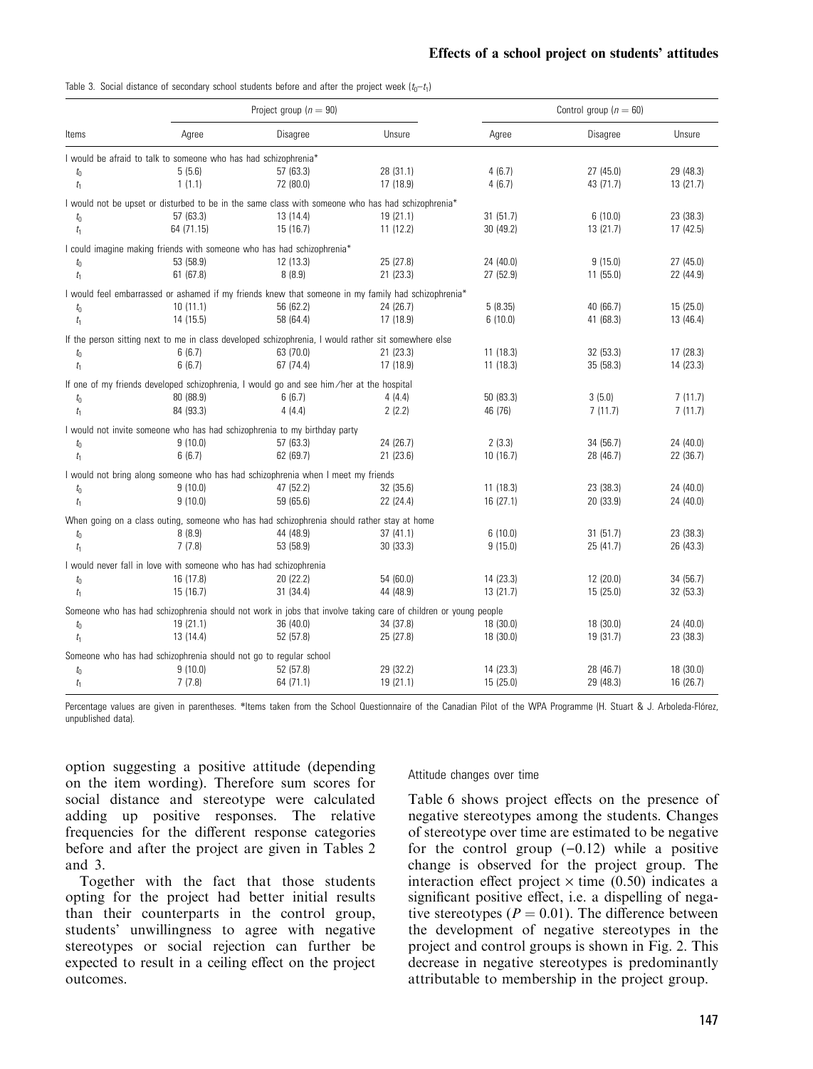Table 3. Social distance of secondary school students before and after the project week ($t_0$–$t_1$)

| Items | Project group ($n = 90$) | | | Control group ($n = 60$) | | |
|---|---|---|---|---|---|---|
| | Agree | Disagree | Unsure | Agree | Disagree | Unsure |
| I would be afraid to talk to someone who has had schizophrenia* | | | | | | |
| $t_0$ | 5 (5.6) | 57 (63.3) | 28 (31.1) | 4 (6.7) | 27 (45.0) | 29 (48.3) |
| $t_1$ | 1 (1.1) | 72 (80.0) | 17 (18.9) | 4 (6.7) | 43 (71.7) | 13 (21.7) |
| I would not be upset or disturbed to be in the same class with someone who has had schizophrenia* | | | | | | |
| $t_0$ | 57 (63.3) | 13 (14.4) | 19 (21.1) | 31 (51.7) | 6 (10.0) | 23 (38.3) |
| $t_1$ | 64 (71.15) | 15 (16.7) | 11 (12.2) | 30 (49.2) | 13 (21.7) | 17 (42.5) |
| I could imagine making friends with someone who has had schizophrenia* | | | | | | |
| $t_0$ | 53 (58.9) | 12 (13.3) | 25 (27.8) | 24 (40.0) | 9 (15.0) | 27 (45.0) |
| $t_1$ | 61 (67.8) | 8 (8.9) | 21 (23.3) | 27 (52.9) | 11 (55.0) | 22 (44.9) |
| I would feel embarrassed or ashamed if my friends knew that someone in my family had schizophrenia* | | | | | | |
| $t_0$ | 10 (11.1) | 56 (62.2) | 24 (26.7) | 5 (8.35) | 40 (66.7) | 15 (25.0) |
| $t_1$ | 14 (15.5) | 58 (64.4) | 17 (18.9) | 6 (10.0) | 41 (68.3) | 13 (46.4) |
| If the person sitting next to me in class developed schizophrenia, I would rather sit somewhere else | | | | | | |
| $t_0$ | 6 (6.7) | 63 (70.0) | 21 (23.3) | 11 (18.3) | 32 (53.3) | 17 (28.3) |
| $t_1$ | 6 (6.7) | 67 (74.4) | 17 (18.9) | 11 (18.3) | 35 (58.3) | 14 (23.3) |
| If one of my friends developed schizophrenia, I would go and see him/her at the hospital | | | | | | |
| $t_0$ | 80 (88.9) | 6 (6.7) | 4 (4.4) | 50 (83.3) | 3 (5.0) | 7 (11.7) |
| $t_1$ | 84 (93.3) | 4 (4.4) | 2 (2.2) | 46 (76) | 7 (11.7) | 7 (11.7) |
| I would not invite someone who has had schizophrenia to my birthday party | | | | | | |
| $t_0$ | 9 (10.0) | 57 (63.3) | 24 (26.7) | 2 (3.3) | 34 (56.7) | 24 (40.0) |
| $t_1$ | 6 (6.7) | 62 (69.7) | 21 (23.6) | 10 (16.7) | 28 (46.7) | 22 (36.7) |
| I would not bring along someone who has had schizophrenia when I meet my friends | | | | | | |
| $t_0$ | 9 (10.0) | 47 (52.2) | 32 (35.6) | 11 (18.3) | 23 (38.3) | 24 (40.0) |
| $t_1$ | 9 (10.0) | 59 (65.6) | 22 (24.4) | 16 (27.1) | 20 (33.9) | 24 (40.0) |
| When going on a class outing, someone who has had schizophrenia should rather stay at home | | | | | | |
| $t_0$ | 8 (8.9) | 44 (48.9) | 37 (41.1) | 6 (10.0) | 31 (51.7) | 23 (38.3) |
| $t_1$ | 7 (7.8) | 53 (58.9) | 30 (33.3) | 9 (15.0) | 25 (41.7) | 26 (43.3) |
| I would never fall in love with someone who has had schizophrenia | | | | | | |
| $t_0$ | 16 (17.8) | 20 (22.2) | 54 (60.0) | 14 (23.3) | 12 (20.0) | 34 (56.7) |
| $t_1$ | 15 (16.7) | 31 (34.4) | 44 (48.9) | 13 (21.7) | 15 (25.0) | 32 (53.3) |
| Someone who has had schizophrenia should not work in jobs that involve taking care of children or young people | | | | | | |
| $t_0$ | 19 (21.1) | 36 (40.0) | 34 (37.8) | 18 (30.0) | 18 (30.0) | 24 (40.0) |
| $t_1$ | 13 (14.4) | 52 (57.8) | 25 (27.8) | 18 (30.0) | 19 (31.7) | 23 (38.3) |
| Someone who has had schizophrenia should not go to regular school | | | | | | |
| $t_0$ | 9 (10.0) | 52 (57.8) | 29 (32.2) | 14 (23.3) | 28 (46.7) | 18 (30.0) |
| $t_1$ | 7 (7.8) | 64 (71.1) | 19 (21.1) | 15 (25.0) | 29 (48.3) | 16 (26.7) |

Percentage values are given in parentheses. *Items taken from the School Questionnaire of the Canadian Pilot of the WPA Programme (H. Stuart & J. Arboleda-Flórez, unpublished data).

option suggesting a positive attitude (depending on the item wording). Therefore sum scores for social distance and stereotype were calculated adding up positive responses. The relative frequencies for the different response categories before and after the project are given in Tables 2 and 3.

Together with the fact that those students opting for the project had better initial results than their counterparts in the control group, students' unwillingness to agree with negative stereotypes or social rejection can further be expected to result in a ceiling effect on the project outcomes.

### Attitude changes over time

Table 6 shows project effects on the presence of negative stereotypes among the students. Changes of stereotype over time are estimated to be negative for the control group (−0.12) while a positive change is observed for the project group. The interaction effect project × time (0.50) indicates a significant positive effect, i.e. a dispelling of negative stereotypes ($P = 0.01$). The difference between the development of negative stereotypes in the project and control groups is shown in Fig. 2. This decrease in negative stereotypes is predominantly attributable to membership in the project group.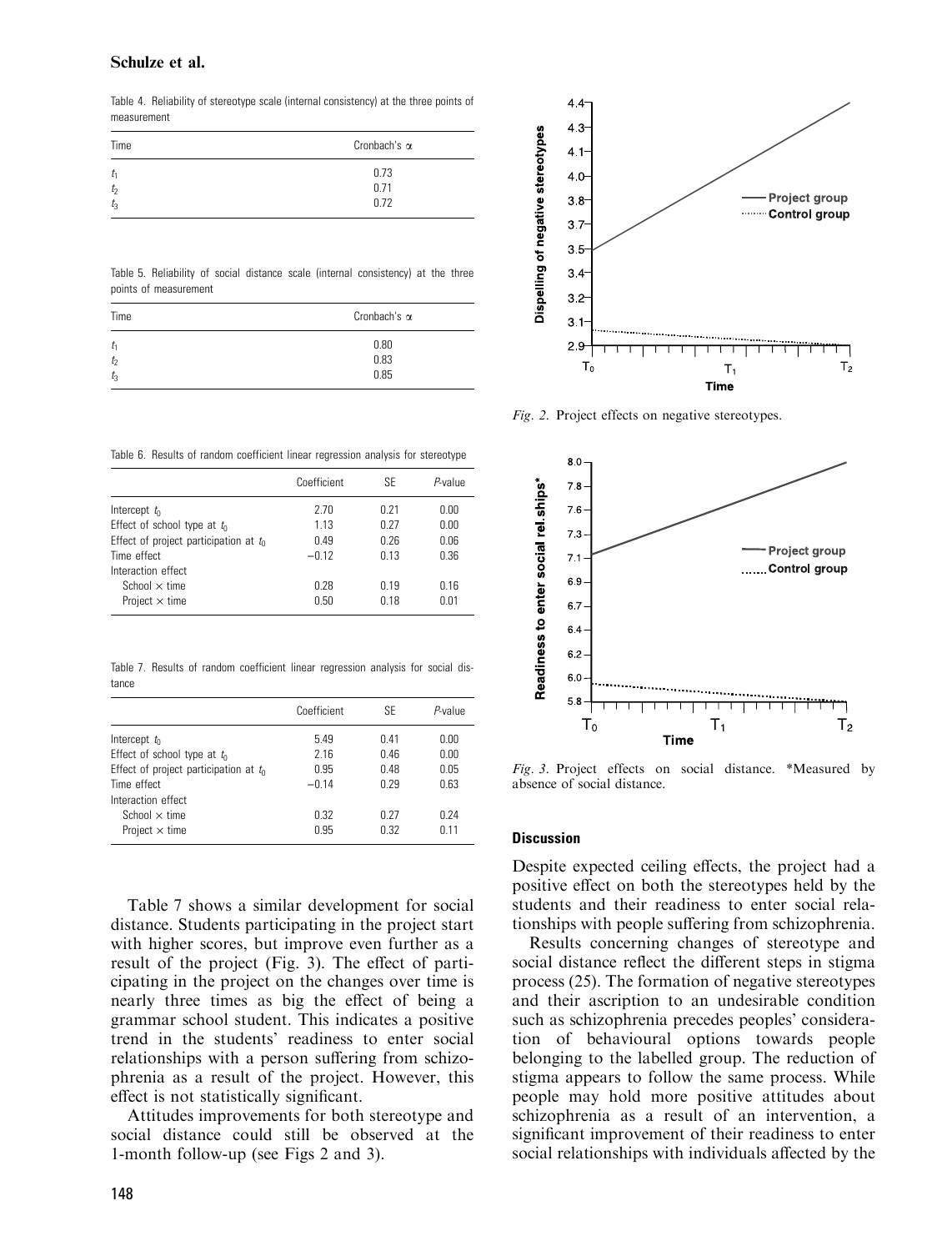Table 4. Reliability of stereotype scale (internal consistency) at the three points of measurement

| Time | Cronbach's α |
|---|---|
| $t_1$ | 0.73 |
| $t_2$ | 0.71 |
| $t_3$ | 0.72 |

Table 5. Reliability of social distance scale (internal consistency) at the three points of measurement

| Time | Cronbach's α |
|---|---|
| $t_1$ | 0.80 |
| $t_2$ | 0.83 |
| $t_3$ | 0.85 |

Table 6. Results of random coefficient linear regression analysis for stereotype

| | Coefficient | SE | *P*-value |
|---|---|---|---|
| Intercept $t_0$ | 2.70 | 0.21 | 0.00 |
| Effect of school type at $t_0$ | 1.13 | 0.27 | 0.00 |
| Effect of project participation at $t_0$ | 0.49 | 0.26 | 0.06 |
| Time effect | −0.12 | 0.13 | 0.36 |
| Interaction effect | | | |
| School × time | 0.28 | 0.19 | 0.16 |
| Project × time | 0.50 | 0.18 | 0.01 |

Table 7. Results of random coefficient linear regression analysis for social distance

| | Coefficient | SE | *P*-value |
|---|---|---|---|
| Intercept $t_0$ | 5.49 | 0.41 | 0.00 |
| Effect of school type at $t_0$ | 2.16 | 0.46 | 0.00 |
| Effect of project participation at $t_0$ | 0.95 | 0.48 | 0.05 |
| Time effect | −0.14 | 0.29 | 0.63 |
| Interaction effect | | | |
| School × time | 0.32 | 0.27 | 0.24 |
| Project × time | 0.95 | 0.32 | 0.11 |

Table 7 shows a similar development for social distance. Students participating in the project start with higher scores, but improve even further as a result of the project (Fig. 3). The effect of participating in the project on the changes over time is nearly three times as big the effect of being a grammar school student. This indicates a positive trend in the students' readiness to enter social relationships with a person suffering from schizophrenia as a result of the project. However, this effect is not statistically significant.

Attitudes improvements for both stereotype and social distance could still be observed at the 1-month follow-up (see Figs 2 and 3).

*Fig. 2.* Project effects on negative stereotypes.

*Fig. 3.* Project effects on social distance. *Measured by absence of social distance.

## Discussion

Despite expected ceiling effects, the project had a positive effect on both the stereotypes held by the students and their readiness to enter social relationships with people suffering from schizophrenia.

Results concerning changes of stereotype and social distance reflect the different steps in stigma process (25). The formation of negative stereotypes and their ascription to an undesirable condition such as schizophrenia precedes peoples' consideration of behavioural options towards people belonging to the labelled group. The reduction of stigma appears to follow the same process. While people may hold more positive attitudes about schizophrenia as a result of an intervention, a significant improvement of their readiness to enter social relationships with individuals affected by the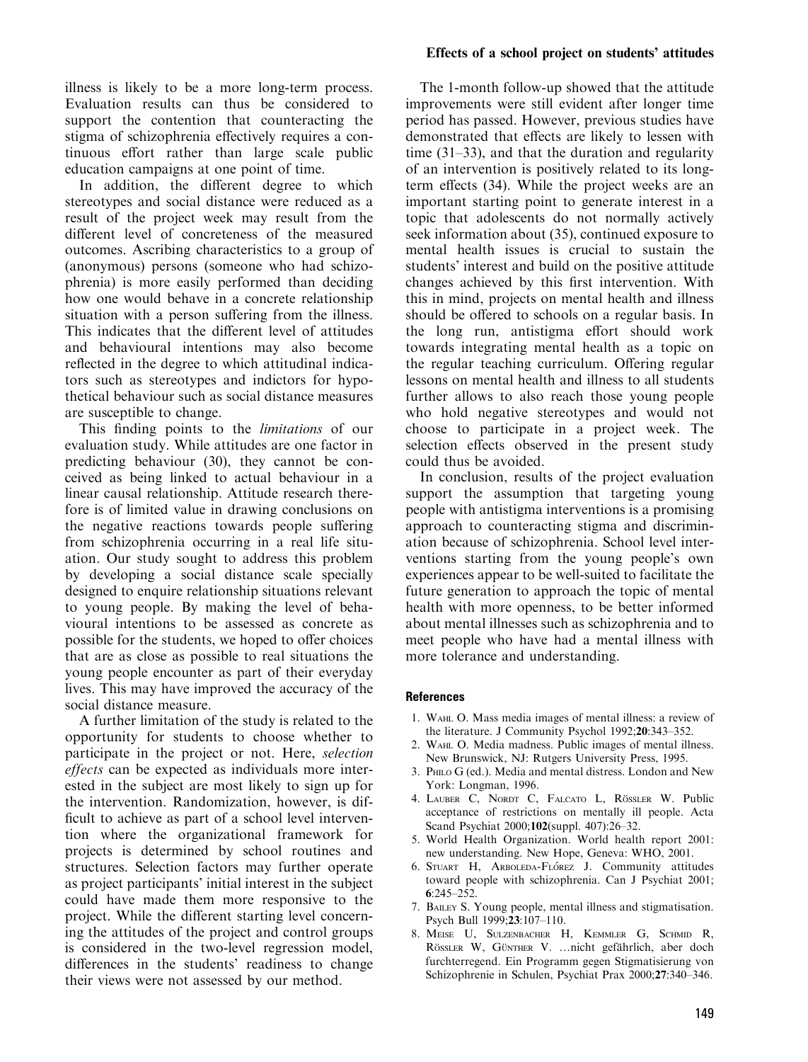illness is likely to be a more long-term process. Evaluation results can thus be considered to support the contention that counteracting the stigma of schizophrenia effectively requires a continuous effort rather than large scale public education campaigns at one point of time.

In addition, the different degree to which stereotypes and social distance were reduced as a result of the project week may result from the different level of concreteness of the measured outcomes. Ascribing characteristics to a group of (anonymous) persons (someone who had schizophrenia) is more easily performed than deciding how one would behave in a concrete relationship situation with a person suffering from the illness. This indicates that the different level of attitudes and behavioural intentions may also become reflected in the degree to which attitudinal indicators such as stereotypes and indictors for hypothetical behaviour such as social distance measures are susceptible to change.

This finding points to the *limitations* of our evaluation study. While attitudes are one factor in predicting behaviour (30), they cannot be conceived as being linked to actual behaviour in a linear causal relationship. Attitude research therefore is of limited value in drawing conclusions on the negative reactions towards people suffering from schizophrenia occurring in a real life situation. Our study sought to address this problem by developing a social distance scale specially designed to enquire relationship situations relevant to young people. By making the level of behavioural intentions to be assessed as concrete as possible for the students, we hoped to offer choices that are as close as possible to real situations the young people encounter as part of their everyday lives. This may have improved the accuracy of the social distance measure.

A further limitation of the study is related to the opportunity for students to choose whether to participate in the project or not. Here, *selection effects* can be expected as individuals more interested in the subject are most likely to sign up for the intervention. Randomization, however, is difficult to achieve as part of a school level intervention where the organizational framework for projects is determined by school routines and structures. Selection factors may further operate as project participants' initial interest in the subject could have made them more responsive to the project. While the different starting level concerning the attitudes of the project and control groups is considered in the two-level regression model, differences in the students' readiness to change their views were not assessed by our method.

The 1-month follow-up showed that the attitude improvements were still evident after longer time period has passed. However, previous studies have demonstrated that effects are likely to lessen with time (31–33), and that the duration and regularity of an intervention is positively related to its long-term effects (34). While the project weeks are an important starting point to generate interest in a topic that adolescents do not normally actively seek information about (35), continued exposure to mental health issues is crucial to sustain the students' interest and build on the positive attitude changes achieved by this first intervention. With this in mind, projects on mental health and illness should be offered to schools on a regular basis. In the long run, antistigma effort should work towards integrating mental health as a topic on the regular teaching curriculum. Offering regular lessons on mental health and illness to all students further allows to also reach those young people who hold negative stereotypes and would not choose to participate in a project week. The selection effects observed in the present study could thus be avoided.

In conclusion, results of the project evaluation support the assumption that targeting young people with antistigma interventions is a promising approach to counteracting stigma and discrimination because of schizophrenia. School level interventions starting from the young people's own experiences appear to be well-suited to facilitate the future generation to approach the topic of mental health with more openness, to be better informed about mental illnesses such as schizophrenia and to meet people who have had a mental illness with more tolerance and understanding.

## References

1. Wahl O. Mass media images of mental illness: a review of the literature. J Community Psychol 1992;**20**:343–352.
2. Wahl O. Media madness. Public images of mental illness. New Brunswick, NJ: Rutgers University Press, 1995.
3. Philo G (ed.). Media and mental distress. London and New York: Longman, 1996.
4. Lauber C, Nordt C, Falcato L, Rössler W. Public acceptance of restrictions on mentally ill people. Acta Scand Psychiat 2000;**102**(suppl. 407):26–32.
5. World Health Organization. World health report 2001: new understanding. New Hope, Geneva: WHO, 2001.
6. Stuart H, Arboleda-Flórez J. Community attitudes toward people with schizophrenia. Can J Psychiat 2001; **6**:245–252.
7. Bailey S. Young people, mental illness and stigmatisation. Psych Bull 1999;**23**:107–110.
8. Meise U, Sulzenbacher H, Kemmler G, Schmid R, Rössler W, Günther V. …nicht gefährlich, aber doch furchterregend. Ein Programm gegen Stigmatisierung von Schizophrenie in Schulen, Psychiat Prax 2000;**27**:340–346.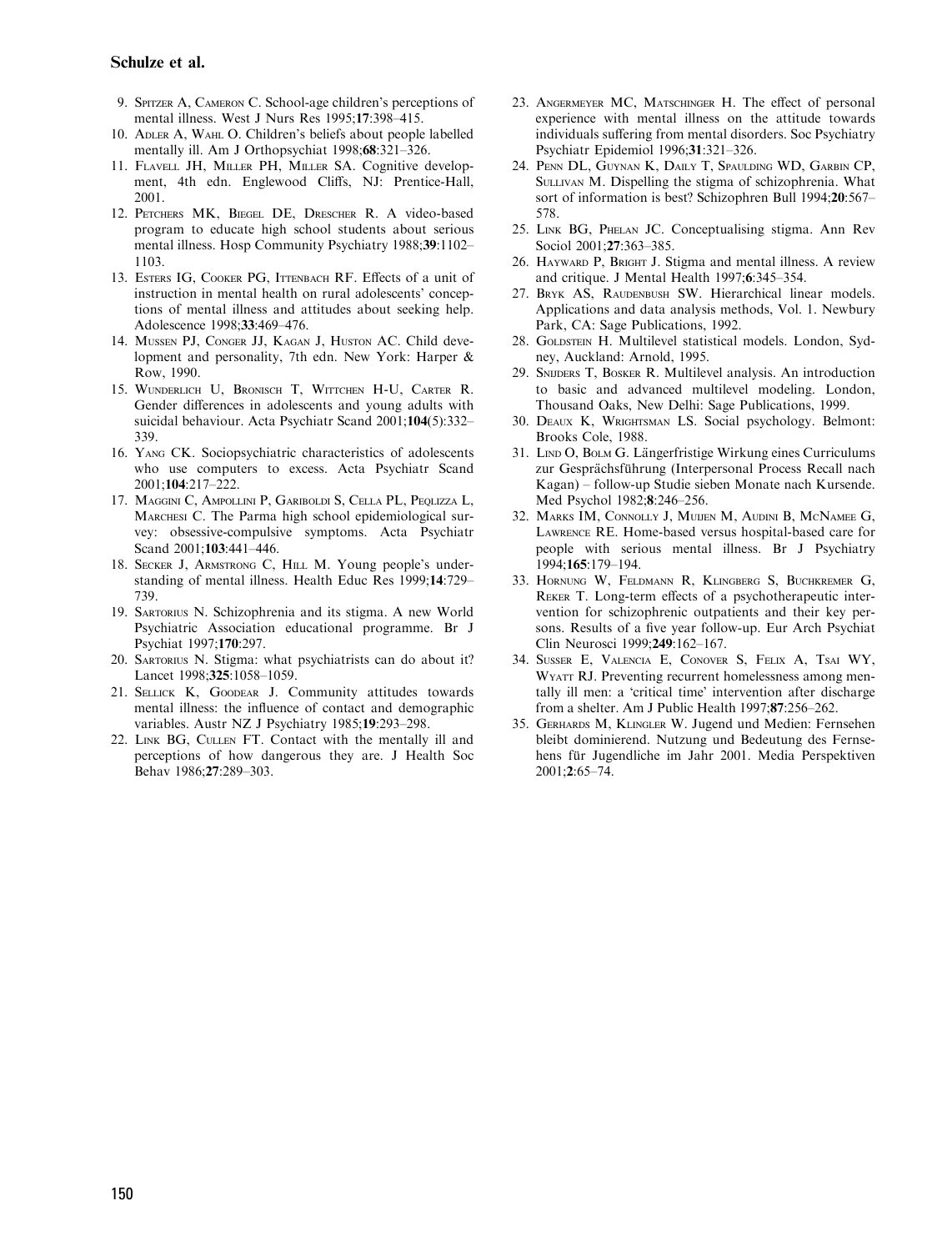9. Spitzer A, Cameron C. School-age children's perceptions of mental illness. West J Nurs Res 1995;**17**:398–415.
10. Adler A, Wahl O. Children's beliefs about people labelled mentally ill. Am J Orthopsychiat 1998;**68**:321–326.
11. Flavell JH, Miller PH, Miller SA. Cognitive development, 4th edn. Englewood Cliffs, NJ: Prentice-Hall, 2001.
12. Petchers MK, Biegel DE, Drescher R. A video-based program to educate high school students about serious mental illness. Hosp Community Psychiatry 1988;**39**:1102–1103.
13. Esters IG, Cooker PG, Ittenbach RF. Effects of a unit of instruction in mental health on rural adolescents' conceptions of mental illness and attitudes about seeking help. Adolescence 1998;**33**:469–476.
14. Mussen PJ, Conger JJ, Kagan J, Huston AC. Child development and personality, 7th edn. New York: Harper & Row, 1990.
15. Wunderlich U, Bronisch T, Wittchen H-U, Carter R. Gender differences in adolescents and young adults with suicidal behaviour. Acta Psychiatr Scand 2001;**104**(5):332–339.
16. Yang CK. Sociopsychiatric characteristics of adolescents who use computers to excess. Acta Psychiatr Scand 2001;**104**:217–222.
17. Maggini C, Ampollini P, Gariboldi S, Cella PL, Peqlizza L, Marchesi C. The Parma high school epidemiological survey: obsessive-compulsive symptoms. Acta Psychiatr Scand 2001;**103**:441–446.
18. Secker J, Armstrong C, Hill M. Young people's understanding of mental illness. Health Educ Res 1999;**14**:729–739.
19. Sartorius N. Schizophrenia and its stigma. A new World Psychiatric Association educational programme. Br J Psychiat 1997;**170**:297.
20. Sartorius N. Stigma: what psychiatrists can do about it? Lancet 1998;**325**:1058–1059.
21. Sellick K, Goodear J. Community attitudes towards mental illness: the influence of contact and demographic variables. Austr NZ J Psychiatry 1985;**19**:293–298.
22. Link BG, Cullen FT. Contact with the mentally ill and perceptions of how dangerous they are. J Health Soc Behav 1986;**27**:289–303.
23. Angermeyer MC, Matschinger H. The effect of personal experience with mental illness on the attitude towards individuals suffering from mental disorders. Soc Psychiatry Psychiatr Epidemiol 1996;**31**:321–326.
24. Penn DL, Guynan K, Daily T, Spaulding WD, Garbin CP, Sullivan M. Dispelling the stigma of schizophrenia. What sort of information is best? Schizophren Bull 1994;**20**:567–578.
25. Link BG, Phelan JC. Conceptualising stigma. Ann Rev Sociol 2001;**27**:363–385.
26. Hayward P, Bright J. Stigma and mental illness. A review and critique. J Mental Health 1997;**6**:345–354.
27. Bryk AS, Raudenbush SW. Hierarchical linear models. Applications and data analysis methods, Vol. 1. Newbury Park, CA: Sage Publications, 1992.
28. Goldstein H. Multilevel statistical models. London, Sydney, Auckland: Arnold, 1995.
29. Snijders T, Bosker R. Multilevel analysis. An introduction to basic and advanced multilevel modeling. London, Thousand Oaks, New Delhi: Sage Publications, 1999.
30. Deaux K, Wrightsman LS. Social psychology. Belmont: Brooks Cole, 1988.
31. Lind O, Bolm G. Längerfristige Wirkung eines Curriculums zur Gesprächsführung (Interpersonal Process Recall nach Kagan) – follow-up Studie sieben Monate nach Kursende. Med Psychol 1982;**8**:246–256.
32. Marks IM, Connolly J, Muijen M, Audini B, McNamee G, Lawrence RE. Home-based versus hospital-based care for people with serious mental illness. Br J Psychiatry 1994;**165**:179–194.
33. Hornung W, Feldmann R, Klingberg S, Buchkremer G, Reker T. Long-term effects of a psychotherapeutic intervention for schizophrenic outpatients and their key persons. Results of a five year follow-up. Eur Arch Psychiat Clin Neurosci 1999;**249**:162–167.
34. Susser E, Valencia E, Conover S, Felix A, Tsai WY, Wyatt RJ. Preventing recurrent homelessness among mentally ill men: a 'critical time' intervention after discharge from a shelter. Am J Public Health 1997;**87**:256–262.
35. Gerhards M, Klingler W. Jugend und Medien: Fernsehen bleibt dominierend. Nutzung und Bedeutung des Fernsehens für Jugendliche im Jahr 2001. Media Perspektiven 2001;**2**:65–74.